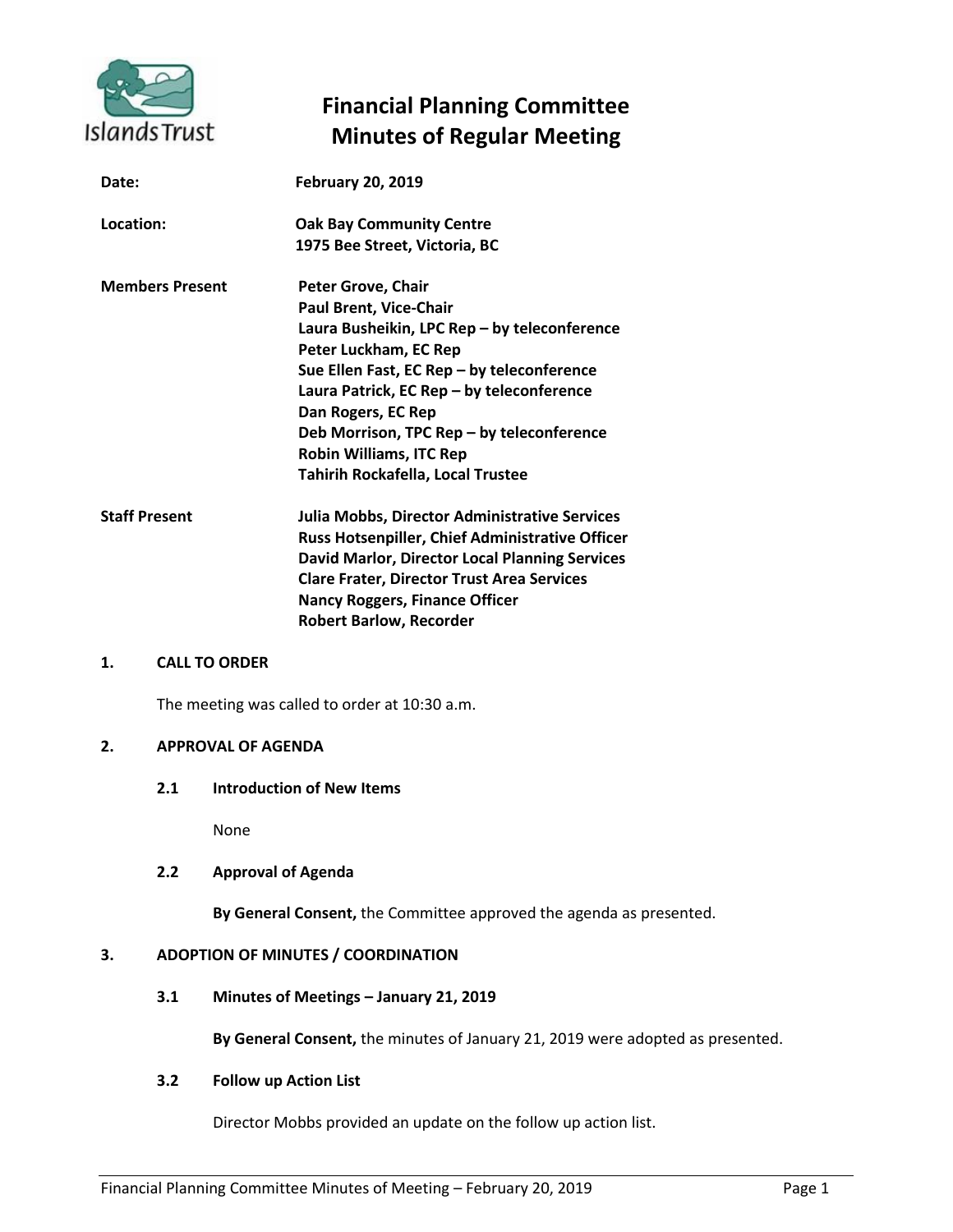# Financial Planning Committee
# Minutes of Regular Meeting

| | |
|---|---|
| **Date:** | **February 20, 2019** |
| **Location:** | **Oak Bay Community Centre**<br>**1975 Bee Street, Victoria, BC** |
| **Members Present** | **Peter Grove, Chair**<br>**Paul Brent, Vice-Chair**<br>**Laura Busheikin, LPC Rep – by teleconference**<br>**Peter Luckham, EC Rep**<br>**Sue Ellen Fast, EC Rep – by teleconference**<br>**Laura Patrick, EC Rep – by teleconference**<br>**Dan Rogers, EC Rep**<br>**Deb Morrison, TPC Rep – by teleconference**<br>**Robin Williams, ITC Rep**<br>**Tahirih Rockafella, Local Trustee** |
| **Staff Present** | **Julia Mobbs, Director Administrative Services**<br>**Russ Hotsenpiller, Chief Administrative Officer**<br>**David Marlor, Director Local Planning Services**<br>**Clare Frater, Director Trust Area Services**<br>**Nancy Roggers, Finance Officer**<br>**Robert Barlow, Recorder** |

## 1. CALL TO ORDER

The meeting was called to order at 10:30 a.m.

## 2. APPROVAL OF AGENDA

### 2.1 Introduction of New Items

None

### 2.2 Approval of Agenda

**By General Consent,** the Committee approved the agenda as presented.

## 3. ADOPTION OF MINUTES / COORDINATION

### 3.1 Minutes of Meetings – January 21, 2019

**By General Consent,** the minutes of January 21, 2019 were adopted as presented.

### 3.2 Follow up Action List

Director Mobbs provided an update on the follow up action list.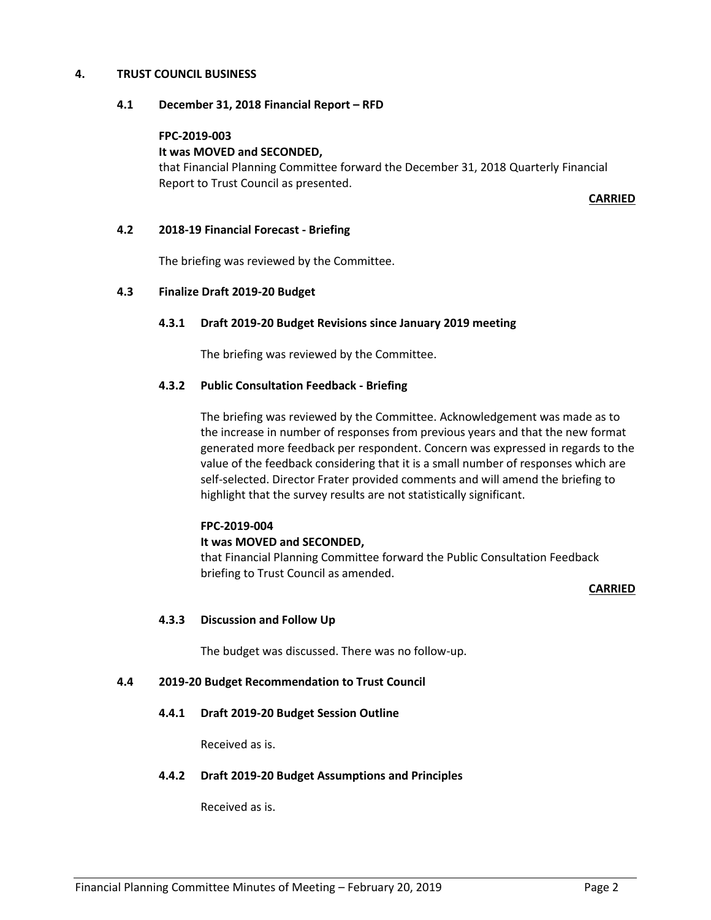## 4. TRUST COUNCIL BUSINESS

### 4.1 December 31, 2018 Financial Report – RFD

**FPC-2019-003**
**It was MOVED and SECONDED,**
that Financial Planning Committee forward the December 31, 2018 Quarterly Financial Report to Trust Council as presented.

**CARRIED**

### 4.2 2018-19 Financial Forecast - Briefing

The briefing was reviewed by the Committee.

### 4.3 Finalize Draft 2019-20 Budget

#### 4.3.1 Draft 2019-20 Budget Revisions since January 2019 meeting

The briefing was reviewed by the Committee.

#### 4.3.2 Public Consultation Feedback - Briefing

The briefing was reviewed by the Committee. Acknowledgement was made as to the increase in number of responses from previous years and that the new format generated more feedback per respondent. Concern was expressed in regards to the value of the feedback considering that it is a small number of responses which are self-selected. Director Frater provided comments and will amend the briefing to highlight that the survey results are not statistically significant.

**FPC-2019-004**
**It was MOVED and SECONDED,**
that Financial Planning Committee forward the Public Consultation Feedback briefing to Trust Council as amended.

**CARRIED**

#### 4.3.3 Discussion and Follow Up

The budget was discussed. There was no follow-up.

### 4.4 2019-20 Budget Recommendation to Trust Council

#### 4.4.1 Draft 2019-20 Budget Session Outline

Received as is.

#### 4.4.2 Draft 2019-20 Budget Assumptions and Principles

Received as is.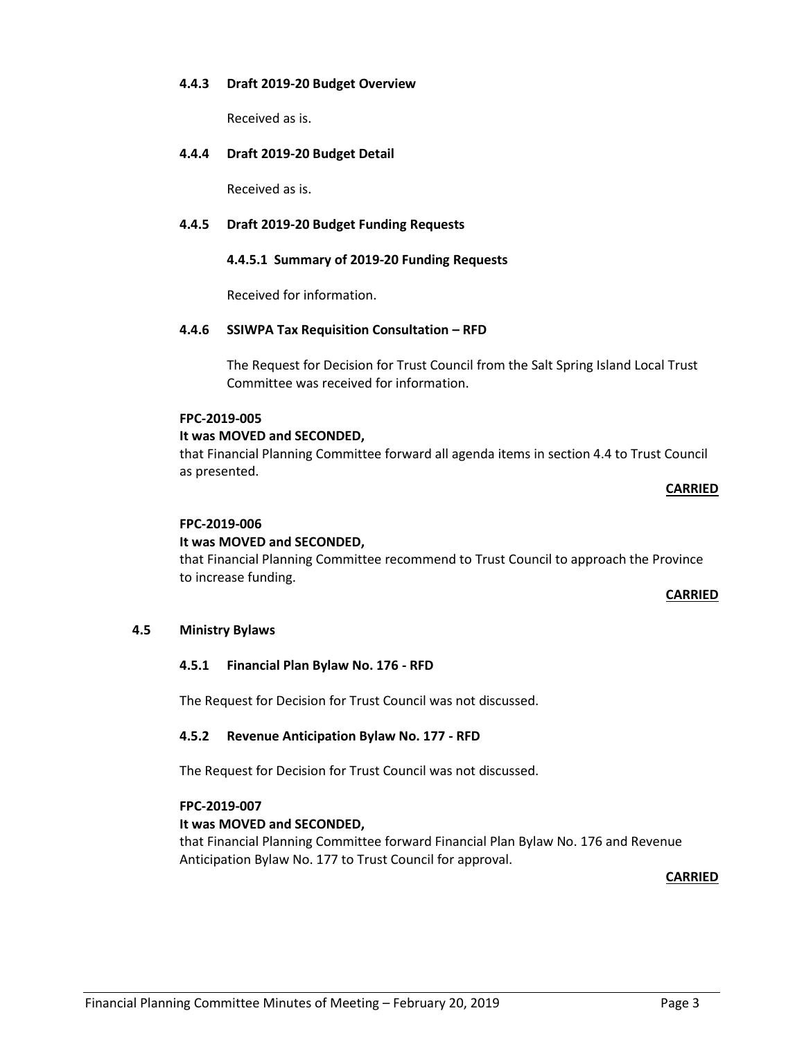#### 4.4.3 Draft 2019-20 Budget Overview

Received as is.

#### 4.4.4 Draft 2019-20 Budget Detail

Received as is.

#### 4.4.5 Draft 2019-20 Budget Funding Requests

##### 4.4.5.1 Summary of 2019-20 Funding Requests

Received for information.

#### 4.4.6 SSIWPA Tax Requisition Consultation – RFD

The Request for Decision for Trust Council from the Salt Spring Island Local Trust Committee was received for information.

**FPC-2019-005**
**It was MOVED and SECONDED,**
that Financial Planning Committee forward all agenda items in section 4.4 to Trust Council as presented.

**CARRIED**

**FPC-2019-006**
**It was MOVED and SECONDED,**
that Financial Planning Committee recommend to Trust Council to approach the Province to increase funding.

**CARRIED**

### 4.5 Ministry Bylaws

#### 4.5.1 Financial Plan Bylaw No. 176 - RFD

The Request for Decision for Trust Council was not discussed.

#### 4.5.2 Revenue Anticipation Bylaw No. 177 - RFD

The Request for Decision for Trust Council was not discussed.

**FPC-2019-007**
**It was MOVED and SECONDED,**
that Financial Planning Committee forward Financial Plan Bylaw No. 176 and Revenue Anticipation Bylaw No. 177 to Trust Council for approval.

**CARRIED**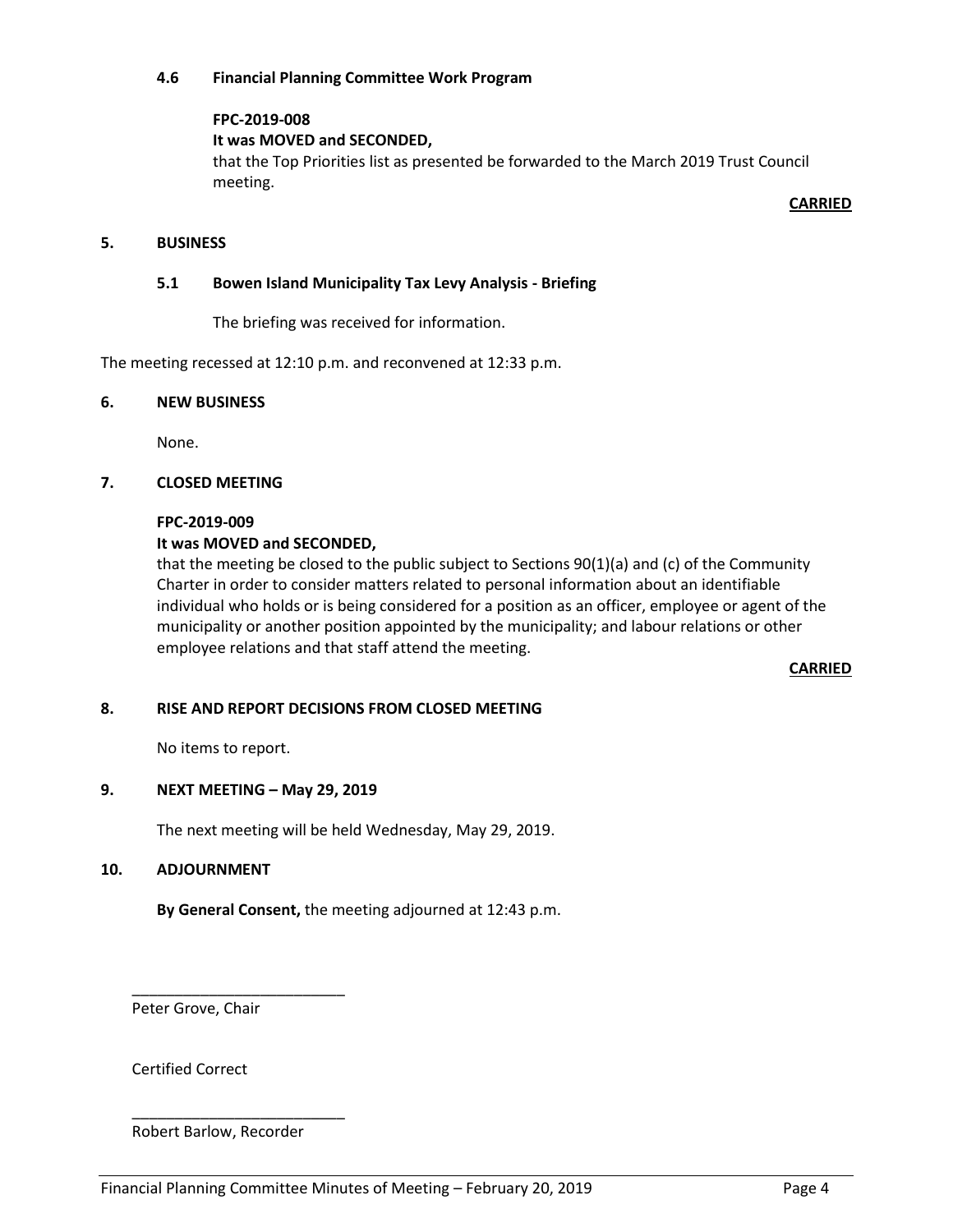### 4.6 Financial Planning Committee Work Program

**FPC-2019-008**
**It was MOVED and SECONDED,**
that the Top Priorities list as presented be forwarded to the March 2019 Trust Council meeting.

**CARRIED**

## 5. BUSINESS

### 5.1 Bowen Island Municipality Tax Levy Analysis - Briefing

The briefing was received for information.

The meeting recessed at 12:10 p.m. and reconvened at 12:33 p.m.

## 6. NEW BUSINESS

None.

## 7. CLOSED MEETING

**FPC-2019-009**
**It was MOVED and SECONDED,**
that the meeting be closed to the public subject to Sections 90(1)(a) and (c) of the Community Charter in order to consider matters related to personal information about an identifiable individual who holds or is being considered for a position as an officer, employee or agent of the municipality or another position appointed by the municipality; and labour relations or other employee relations and that staff attend the meeting.

**CARRIED**

## 8. RISE AND REPORT DECISIONS FROM CLOSED MEETING

No items to report.

## 9. NEXT MEETING – May 29, 2019

The next meeting will be held Wednesday, May 29, 2019.

## 10. ADJOURNMENT

**By General Consent,** the meeting adjourned at 12:43 p.m.

\_\_\_\_\_\_\_\_\_\_\_\_\_\_\_\_\_\_\_\_\_\_\_\_\_
Peter Grove, Chair

Certified Correct

\_\_\_\_\_\_\_\_\_\_\_\_\_\_\_\_\_\_\_\_\_\_\_\_\_
Robert Barlow, Recorder